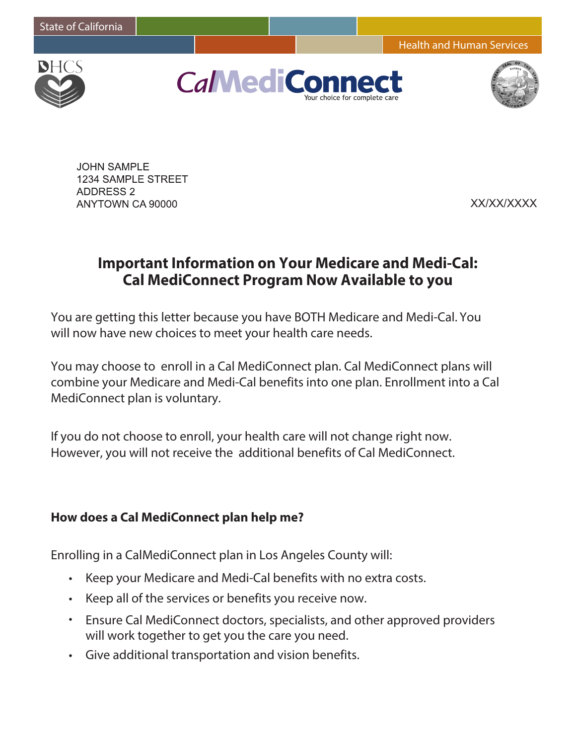State of California

Health and Human Services

DHCS

CalMediConnect
Your choice for complete care

JOHN SAMPLE
1234 SAMPLE STREET
ADDRESS 2
ANYTOWN CA 90000

XX/XX/XXXX

# Important Information on Your Medicare and Medi-Cal: Cal MediConnect Program Now Available to you

You are getting this letter because you have BOTH Medicare and Medi-Cal. You will now have new choices to meet your health care needs.

You may choose to enroll in a Cal MediConnect plan. Cal MediConnect plans will combine your Medicare and Medi-Cal benefits into one plan. Enrollment into a Cal MediConnect plan is voluntary.

If you do not choose to enroll, your health care will not change right now. However, you will not receive the additional benefits of Cal MediConnect.

**How does a Cal MediConnect plan help me?**

Enrolling in a CalMediConnect plan in Los Angeles County will:

- Keep your Medicare and Medi-Cal benefits with no extra costs.
- Keep all of the services or benefits you receive now.
- Ensure Cal MediConnect doctors, specialists, and other approved providers will work together to get you the care you need.
- Give additional transportation and vision benefits.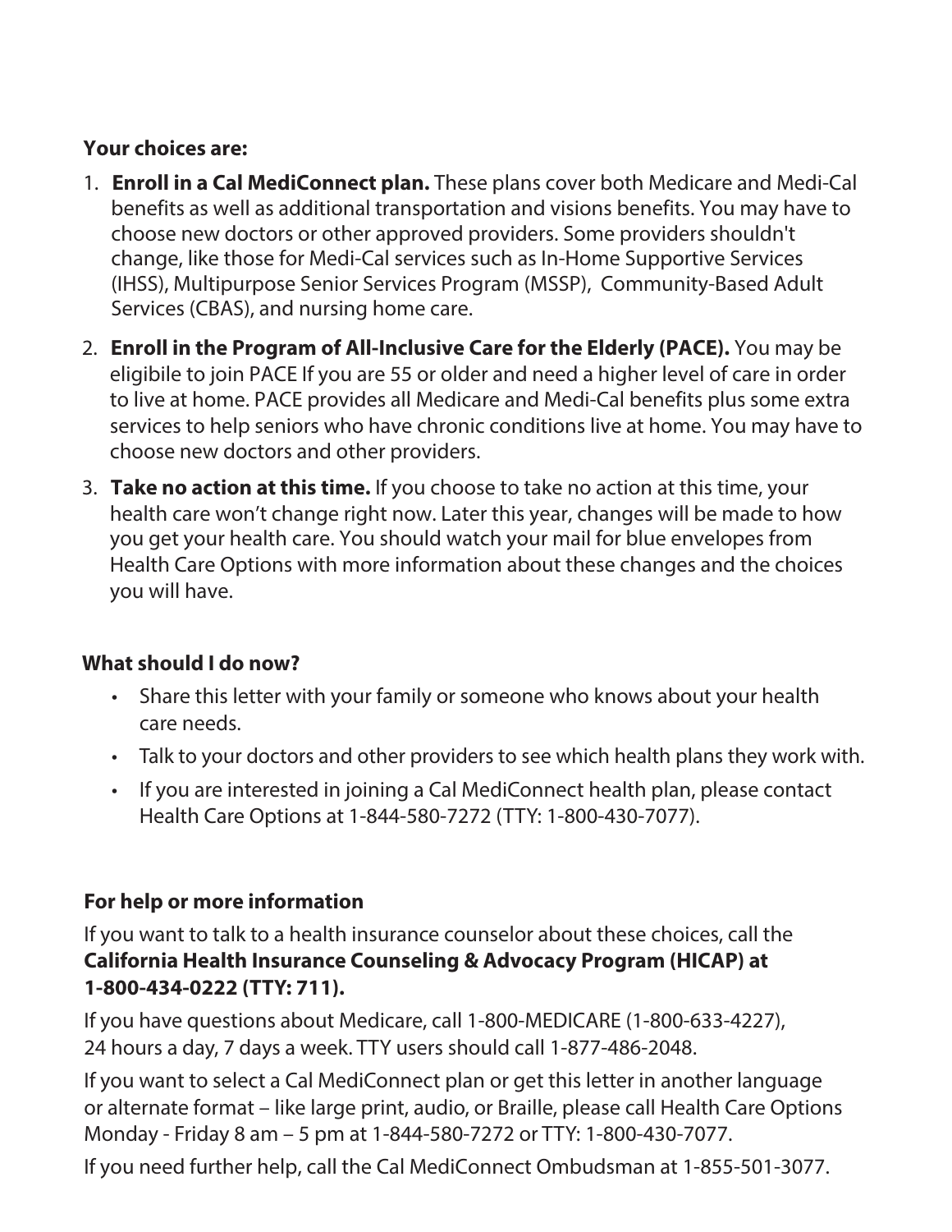**Your choices are:**

1. **Enroll in a Cal MediConnect plan.** These plans cover both Medicare and Medi-Cal benefits as well as additional transportation and visions benefits. You may have to choose new doctors or other approved providers. Some providers shouldn't change, like those for Medi-Cal services such as In-Home Supportive Services (IHSS), Multipurpose Senior Services Program (MSSP), Community-Based Adult Services (CBAS), and nursing home care.
2. **Enroll in the Program of All-Inclusive Care for the Elderly (PACE).** You may be eligibile to join PACE If you are 55 or older and need a higher level of care in order to live at home. PACE provides all Medicare and Medi-Cal benefits plus some extra services to help seniors who have chronic conditions live at home. You may have to choose new doctors and other providers.
3. **Take no action at this time.** If you choose to take no action at this time, your health care won't change right now. Later this year, changes will be made to how you get your health care. You should watch your mail for blue envelopes from Health Care Options with more information about these changes and the choices you will have.

**What should I do now?**

- Share this letter with your family or someone who knows about your health care needs.
- Talk to your doctors and other providers to see which health plans they work with.
- If you are interested in joining a Cal MediConnect health plan, please contact Health Care Options at 1-844-580-7272 (TTY: 1-800-430-7077).

**For help or more information**

If you want to talk to a health insurance counselor about these choices, call the **California Health Insurance Counseling & Advocacy Program (HICAP) at 1-800-434-0222 (TTY: 711).**

If you have questions about Medicare, call 1-800-MEDICARE (1-800-633-4227), 24 hours a day, 7 days a week. TTY users should call 1-877-486-2048.

If you want to select a Cal MediConnect plan or get this letter in another language or alternate format – like large print, audio, or Braille, please call Health Care Options Monday - Friday 8 am – 5 pm at 1-844-580-7272 or TTY: 1-800-430-7077.

If you need further help, call the Cal MediConnect Ombudsman at 1-855-501-3077.